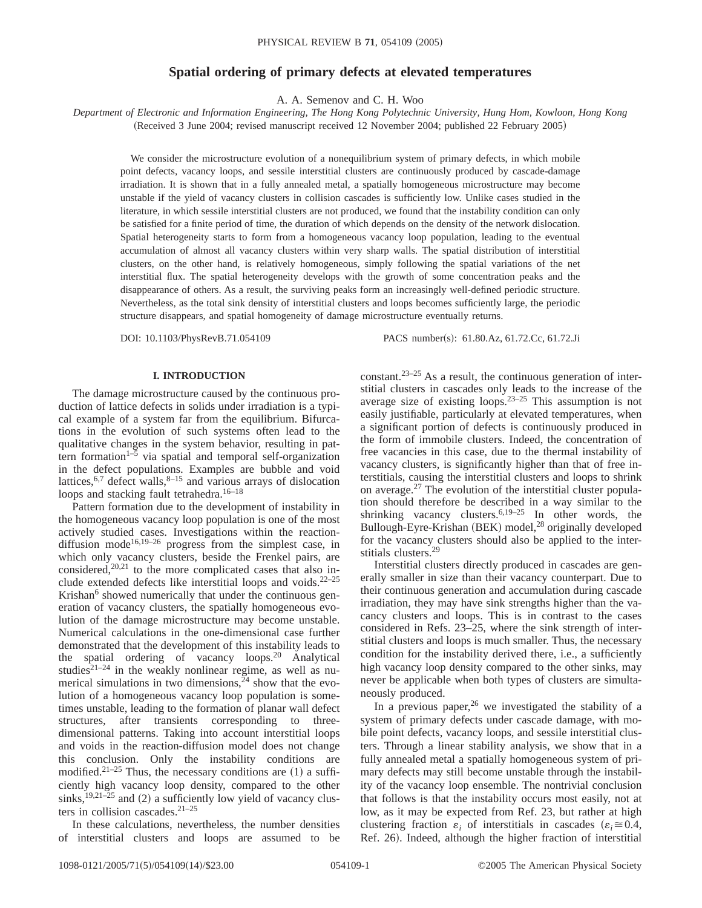# Spatial ordering of primary defects at elevated temperatures

A. A. Semenov and C. H. Woo

*Department of Electronic and Information Engineering, The Hong Kong Polytechnic University, Hung Hom, Kowloon, Hong Kong*

(Received 3 June 2004; revised manuscript received 12 November 2004; published 22 February 2005)

We consider the microstructure evolution of a nonequilibrium system of primary defects, in which mobile point defects, vacancy loops, and sessile interstitial clusters are continuously produced by cascade-damage irradiation. It is shown that in a fully annealed metal, a spatially homogeneous microstructure may become unstable if the yield of vacancy clusters in collision cascades is sufficiently low. Unlike cases studied in the literature, in which sessile interstitial clusters are not produced, we found that the instability condition can only be satisfied for a finite period of time, the duration of which depends on the density of the network dislocation. Spatial heterogeneity starts to form from a homogeneous vacancy loop population, leading to the eventual accumulation of almost all vacancy clusters within very sharp walls. The spatial distribution of interstitial clusters, on the other hand, is relatively homogeneous, simply following the spatial variations of the net interstitial flux. The spatial heterogeneity develops with the growth of some concentration peaks and the disappearance of others. As a result, the surviving peaks form an increasingly well-defined periodic structure. Nevertheless, as the total sink density of interstitial clusters and loops becomes sufficiently large, the periodic structure disappears, and spatial homogeneity of damage microstructure eventually returns.

DOI: 10.1103/PhysRevB.71.054109 PACS number(s): 61.80.Az, 61.72.Cc, 61.72.Ji

## I. INTRODUCTION

The damage microstructure caused by the continuous production of lattice defects in solids under irradiation is a typical example of a system far from the equilibrium. Bifurcations in the evolution of such systems often lead to the qualitative changes in the system behavior, resulting in pattern formation[1–5] via spatial and temporal self-organization in the defect populations. Examples are bubble and void lattices,[6,7] defect walls,[8–15] and various arrays of dislocation loops and stacking fault tetrahedra.[16–18]

Pattern formation due to the development of instability in the homogeneous vacancy loop population is one of the most actively studied cases. Investigations within the reaction-diffusion mode[16,19–26] progress from the simplest case, in which only vacancy clusters, beside the Frenkel pairs, are considered,[20,21] to the more complicated cases that also include extended defects like interstitial loops and voids.[22–25] Krishan[6] showed numerically that under the continuous generation of vacancy clusters, the spatially homogeneous evolution of the damage microstructure may become unstable. Numerical calculations in the one-dimensional case further demonstrated that the development of this instability leads to the spatial ordering of vacancy loops.[20] Analytical studies[21–24] in the weakly nonlinear regime, as well as numerical simulations in two dimensions,[24] show that the evolution of a homogeneous vacancy loop population is sometimes unstable, leading to the formation of planar wall defect structures, after transients corresponding to three-dimensional patterns. Taking into account interstitial loops and voids in the reaction-diffusion model does not change this conclusion. Only the instability conditions are modified.[21–25] Thus, the necessary conditions are (1) a sufficiently high vacancy loop density, compared to the other sinks,[19,21–25] and (2) a sufficiently low yield of vacancy clusters in collision cascades.[21–25]

In these calculations, nevertheless, the number densities of interstitial clusters and loops are assumed to be constant.[23–25] As a result, the continuous generation of interstitial clusters in cascades only leads to the increase of the average size of existing loops.[23–25] This assumption is not easily justifiable, particularly at elevated temperatures, when a significant portion of defects is continuously produced in the form of immobile clusters. Indeed, the concentration of free vacancies in this case, due to the thermal instability of vacancy clusters, is significantly higher than that of free interstitials, causing the interstitial clusters and loops to shrink on average.[27] The evolution of the interstitial cluster population should therefore be described in a way similar to the shrinking vacancy clusters.[6,19–25] In other words, the Bullough-Eyre-Krishan (BEK) model,[28] originally developed for the vacancy clusters should also be applied to the interstitials clusters.[29]

Interstitial clusters directly produced in cascades are generally smaller in size than their vacancy counterpart. Due to their continuous generation and accumulation during cascade irradiation, they may have sink strengths higher than the vacancy clusters and loops. This is in contrast to the cases considered in Refs. 23–25, where the sink strength of interstitial clusters and loops is much smaller. Thus, the necessary condition for the instability derived there, i.e., a sufficiently high vacancy loop density compared to the other sinks, may never be applicable when both types of clusters are simultaneously produced.

In a previous paper,[26] we investigated the stability of a system of primary defects under cascade damage, with mobile point defects, vacancy loops, and sessile interstitial clusters. Through a linear stability analysis, we show that in a fully annealed metal a spatially homogeneous system of primary defects may still become unstable through the instability of the vacancy loop ensemble. The nontrivial conclusion that follows is that the instability occurs most easily, not at low, as it may be expected from Ref. 23, but rather at high clustering fraction $\varepsilon_i$ of interstitials in cascades ($\varepsilon_i \cong 0.4$, Ref. 26). Indeed, although the higher fraction of interstitial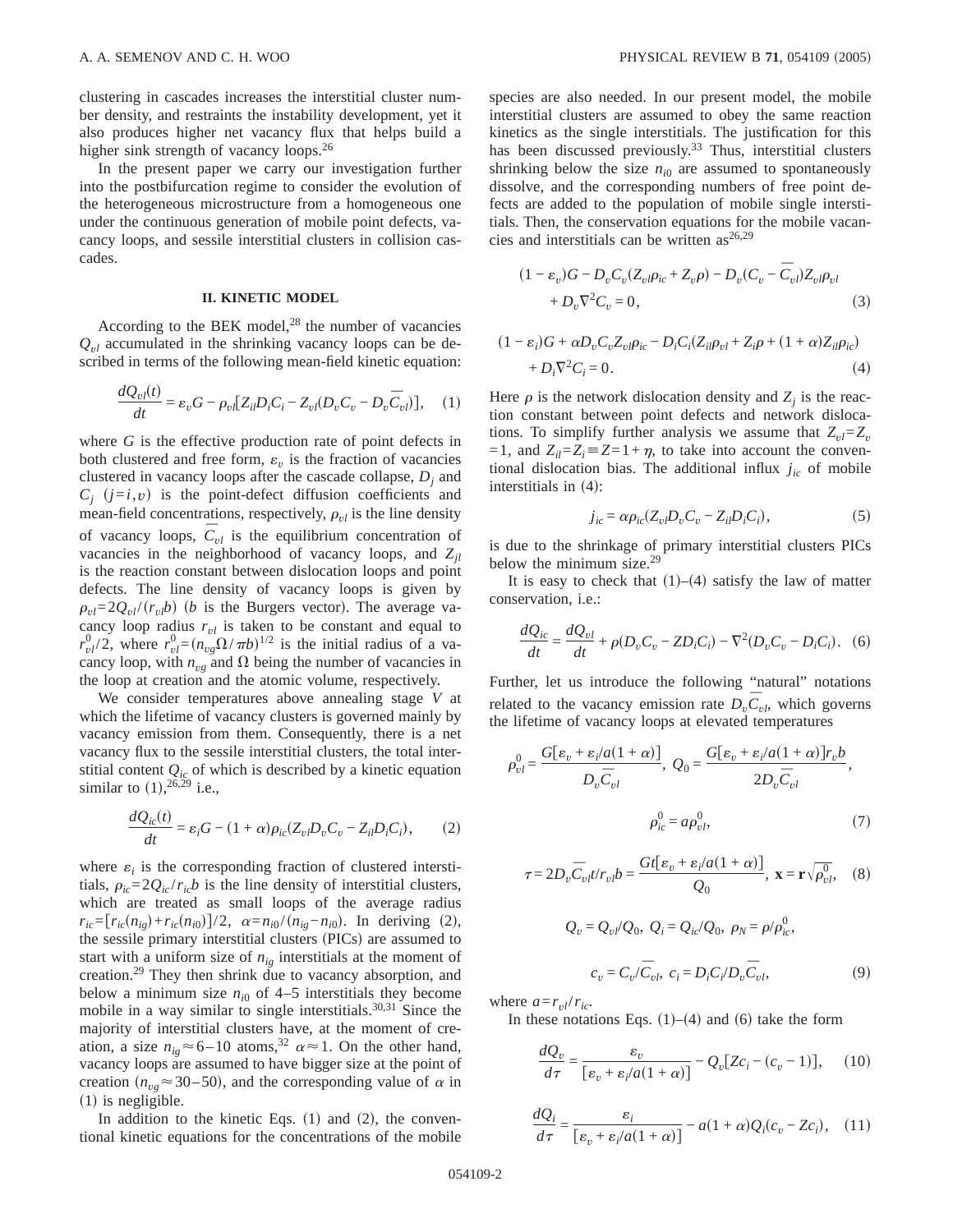clustering in cascades increases the interstitial cluster number density, and restraints the instability development, yet it also produces higher net vacancy flux that helps build a higher sink strength of vacancy loops.[26]

In the present paper we carry our investigation further into the postbifurcation regime to consider the evolution of the heterogeneous microstructure from a homogeneous one under the continuous generation of mobile point defects, vacancy loops, and sessile interstitial clusters in collision cascades.

## II. KINETIC MODEL

According to the BEK model,[28] the number of vacancies $Q_{vl}$ accumulated in the shrinking vacancy loops can be described in terms of the following mean-field kinetic equation:

$$\frac{dQ_{vl}(t)}{dt} = \varepsilon_v G - \rho_{vl}[Z_{il}D_iC_i - Z_{vl}(D_vC_v - D_v\overline{C}_{vl})], \quad (1)$$

where $G$ is the effective production rate of point defects in both clustered and free form, $\varepsilon_v$ is the fraction of vacancies clustered in vacancy loops after the cascade collapse, $D_j$ and $C_j$ $(j=i,v)$ is the point-defect diffusion coefficients and mean-field concentrations, respectively, $\rho_{vl}$ is the line density of vacancy loops, $\overline{C}_{vl}$ is the equilibrium concentration of vacancies in the neighborhood of vacancy loops, and $Z_{jl}$ is the reaction constant between dislocation loops and point defects. The line density of vacancy loops is given by $\rho_{vl}=2Q_{vl}/(r_{vl}b)$ ($b$ is the Burgers vector). The average vacancy loop radius $r_{vl}$ is taken to be constant and equal to $r_{vl}^0/2$, where $r_{vl}^0=(n_{vg}\Omega/\pi b)^{1/2}$ is the initial radius of a vacancy loop, with $n_{vg}$ and $\Omega$ being the number of vacancies in the loop at creation and the atomic volume, respectively.

We consider temperatures above annealing stage $V$ at which the lifetime of vacancy clusters is governed mainly by vacancy emission from them. Consequently, there is a net vacancy flux to the sessile interstitial clusters, the total interstitial content $Q_{ic}$ of which is described by a kinetic equation similar to (1),[26,29] i.e.,

$$\frac{dQ_{ic}(t)}{dt} = \varepsilon_i G - (1+\alpha)\rho_{ic}(Z_{vl}D_vC_v - Z_{il}D_iC_i), \quad (2)$$

where $\varepsilon_i$ is the corresponding fraction of clustered interstitials, $\rho_{ic}=2Q_{ic}/r_{ic}b$ is the line density of interstitial clusters, which are treated as small loops of the average radius $r_{ic}=[r_{ic}(n_{ig})+r_{ic}(n_{i0})]/2$, $\alpha=n_{i0}/(n_{ig}-n_{i0})$. In deriving (2), the sessile primary interstitial clusters (PICs) are assumed to start with a uniform size of $n_{ig}$ interstitials at the moment of creation.[29] They then shrink due to vacancy absorption, and below a minimum size $n_{i0}$ of 4–5 interstitials they become mobile in a way similar to single interstitials.[30,31] Since the majority of interstitial clusters have, at the moment of creation, a size $n_{ig}\approx 6$–$10$ atoms,[32] $\alpha\approx 1$. On the other hand, vacancy loops are assumed to have bigger size at the point of creation ($n_{vg}\approx 30$–$50$), and the corresponding value of $\alpha$ in (1) is negligible.

In addition to the kinetic Eqs. (1) and (2), the conventional kinetic equations for the concentrations of the mobile species are also needed. In our present model, the mobile interstitial clusters are assumed to obey the same reaction kinetics as the single interstitials. The justification for this has been discussed previously.[33] Thus, interstitial clusters shrinking below the size $n_{i0}$ are assumed to spontaneously dissolve, and the corresponding numbers of free point defects are added to the population of mobile single interstitials. Then, the conservation equations for the mobile vacancies and interstitials can be written as[26,29]

$$(1-\varepsilon_v)G - D_vC_v(Z_{vl}\rho_{ic} + Z_v\rho) - D_v(C_v - \overline{C}_{vl})Z_{vl}\rho_{vl} + D_v\nabla^2C_v = 0, \quad (3)$$

$$(1-\varepsilon_i)G + \alpha D_vC_vZ_{vl}\rho_{ic} - D_iC_i(Z_{il}\rho_{vl} + Z_i\rho + (1+\alpha)Z_{il}\rho_{ic}) + D_i\nabla^2C_i = 0. \quad (4)$$

Here $\rho$ is the network dislocation density and $Z_j$ is the reaction constant between point defects and network dislocations. To simplify further analysis we assume that $Z_{vl}=Z_v=1$, and $Z_{il}=Z_i\equiv Z=1+\eta$, to take into account the conventional dislocation bias. The additional influx $j_{ic}$ of mobile interstitials in (4):

$$j_{ic} = \alpha\rho_{ic}(Z_{vl}D_vC_v - Z_{il}D_iC_i), \quad (5)$$

is due to the shrinkage of primary interstitial clusters PICs below the minimum size.[29]

It is easy to check that (1)–(4) satisfy the law of matter conservation, i.e.:

$$\frac{dQ_{ic}}{dt} = \frac{dQ_{vl}}{dt} + \rho(D_vC_v - ZD_iC_i) - \nabla^2(D_vC_v - D_iC_i). \quad (6)$$

Further, let us introduce the following "natural" notations related to the vacancy emission rate $D_v\overline{C}_{vl}$, which governs the lifetime of vacancy loops at elevated temperatures

$$\rho_{vl}^0 = \frac{G[\varepsilon_v + \varepsilon_i/a(1+\alpha)]}{D_v\overline{C}_{vl}}, \; Q_0 = \frac{G[\varepsilon_v + \varepsilon_i/a(1+\alpha)]r_vb}{2D_v\overline{C}_{vl}},$$

$$\rho_{ic}^0 = a\rho_{vl}^0, \quad (7)$$

$$\tau = 2D_v\overline{C}_{vl}t/r_{vl}b = \frac{Gt[\varepsilon_v + \varepsilon_i/a(1+\alpha)]}{Q_0}, \; \mathbf{x} = \mathbf{r}\sqrt{\rho_{vl}^0}, \quad (8)$$

$$Q_v = Q_{vl}/Q_0, \; Q_i = Q_{ic}/Q_0, \; \rho_N = \rho/\rho_{ic}^0,$$

$$c_v = C_v/\overline{C}_{vl}, \; c_i = D_iC_i/D_v\overline{C}_{vl}, \quad (9)$$

where $a=r_{vl}/r_{ic}$.

In these notations Eqs. (1)–(4) and (6) take the form

$$\frac{dQ_v}{d\tau} = \frac{\varepsilon_v}{[\varepsilon_v + \varepsilon_i/a(1+\alpha)]} - Q_v[Zc_i - (c_v - 1)], \quad (10)$$

$$\frac{dQ_i}{d\tau} = \frac{\varepsilon_i}{[\varepsilon_v + \varepsilon_i/a(1+\alpha)]} - a(1+\alpha)Q_i(c_v - Zc_i), \quad (11)$$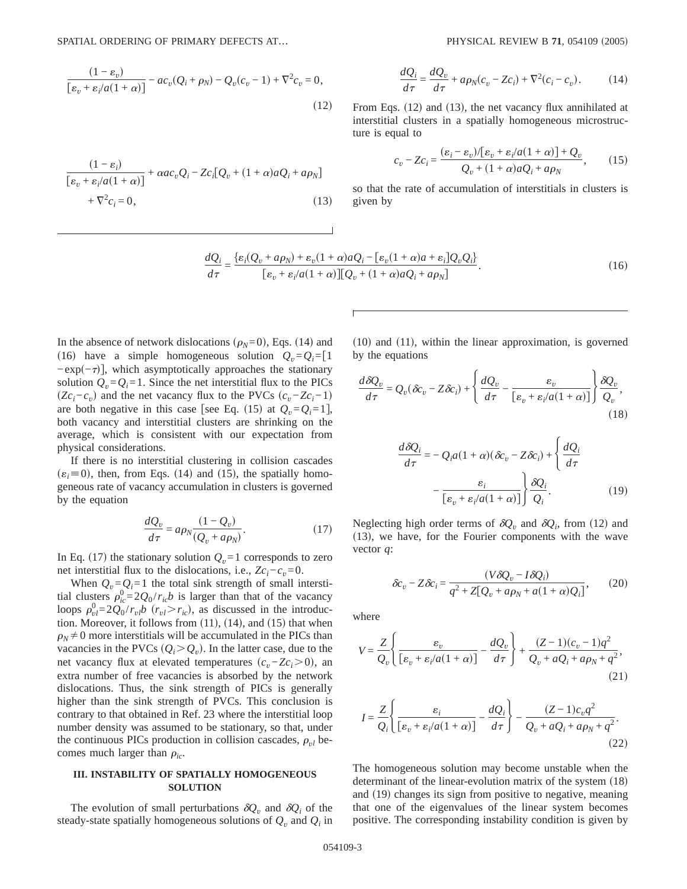$$\frac{(1-\varepsilon_v)}{[\varepsilon_v+\varepsilon_i/a(1+\alpha)]} - ac_v(Q_i+\rho_N) - Q_v(c_v-1) + \nabla^2 c_v = 0, \tag{12}$$

$$\frac{(1-\varepsilon_i)}{[\varepsilon_v+\varepsilon_i/a(1+\alpha)]} + \alpha a c_v Q_i - Zc_i[Q_v + (1+\alpha)aQ_i + a\rho_N] + \nabla^2 c_i = 0, \tag{13}$$

$$\frac{dQ_i}{d\tau} = \frac{dQ_v}{d\tau} + a\rho_N(c_v - Zc_i) + \nabla^2(c_i - c_v). \tag{14}$$

From Eqs. (12) and (13), the net vacancy flux annihilated at interstitial clusters in a spatially homogeneous microstructure is equal to

$$c_v - Zc_i = \frac{(\varepsilon_i-\varepsilon_v)/[\varepsilon_v+\varepsilon_i/a(1+\alpha)] + Q_v}{Q_v + (1+\alpha)aQ_i + a\rho_N}, \tag{15}$$

so that the rate of accumulation of interstitials in clusters is given by

$$\frac{dQ_i}{d\tau} = \frac{\{\varepsilon_i(Q_v + a\rho_N) + \varepsilon_v(1+\alpha)aQ_i - [\varepsilon_v(1+\alpha)a + \varepsilon_i]Q_vQ_i\}}{[\varepsilon_v+\varepsilon_i/a(1+\alpha)][Q_v + (1+\alpha)aQ_i + a\rho_N]}. \tag{16}$$

In the absence of network dislocations ($\rho_N=0$), Eqs. (14) and (16) have a simple homogeneous solution $Q_v=Q_i=[1-\exp(-\tau)]$, which asymptotically approaches the stationary solution $Q_v=Q_i=1$. Since the net interstitial flux to the PICs ($Zc_i-c_v$) and the net vacancy flux to the PVCs ($c_v-Zc_i-1$) are both negative in this case [see Eq. (15) at $Q_v=Q_i=1$], both vacancy and interstitial clusters are shrinking on the average, which is consistent with our expectation from physical considerations.

If there is no interstitial clustering in collision cascades ($\varepsilon_i \equiv 0$), then, from Eqs. (14) and (15), the spatially homogeneous rate of vacancy accumulation in clusters is governed by the equation

$$\frac{dQ_v}{d\tau} = a\rho_N \frac{(1-Q_v)}{(Q_v + a\rho_N)}. \tag{17}$$

In Eq. (17) the stationary solution $Q_v=1$ corresponds to zero net interstitial flux to the dislocations, i.e., $Zc_i - c_v = 0$.

When $Q_v=Q_i=1$ the total sink strength of small interstitial clusters $\rho_{ic}^0 = 2Q_0/r_{ic}b$ is larger than that of the vacancy loops $\rho_{vl}^0 = 2Q_0/r_{vl}b$ ($r_{vl} > r_{ic}$), as discussed in the introduction. Moreover, it follows from (11), (14), and (15) that when $\rho_N \neq 0$ more interstitials will be accumulated in the PICs than vacancies in the PVCs ($Q_i > Q_v$). In the latter case, due to the net vacancy flux at elevated temperatures ($c_v - Zc_i > 0$), an extra number of free vacancies is absorbed by the network dislocations. Thus, the sink strength of PICs is generally higher than the sink strength of PVCs. This conclusion is contrary to that obtained in Ref. 23 where the interstitial loop number density was assumed to be stationary, so that, under the continuous PICs production in collision cascades, $\rho_{vl}$ becomes much larger than $\rho_{ic}$.

### III. INSTABILITY OF SPATIALLY HOMOGENEOUS SOLUTION

The evolution of small perturbations $\delta Q_v$ and $\delta Q_i$ of the steady-state spatially homogeneous solutions of $Q_v$ and $Q_i$ in (10) and (11), within the linear approximation, is governed by the equations

$$\frac{d\delta Q_v}{d\tau} = Q_v(\delta c_v - Z\delta c_i) + \left\{\frac{dQ_v}{d\tau} - \frac{\varepsilon_v}{[\varepsilon_v+\varepsilon_i/a(1+\alpha)]}\right\}\frac{\delta Q_v}{Q_v}, \tag{18}$$

$$\frac{d\delta Q_i}{d\tau} = -Q_i a(1+\alpha)(\delta c_v - Z\delta c_i) + \left\{\frac{dQ_i}{d\tau} - \frac{\varepsilon_i}{[\varepsilon_v+\varepsilon_i/a(1+\alpha)]}\right\}\frac{\delta Q_i}{Q_i}. \tag{19}$$

Neglecting high order terms of $\delta Q_v$ and $\delta Q_i$, from (12) and (13), we have, for the Fourier components with the wave vector $q$:

$$\delta c_v - Z\delta c_i = \frac{(V\delta Q_v - I\delta Q_i)}{q^2 + Z[Q_v + a\rho_N + a(1+\alpha)Q_i]}, \tag{20}$$

where

$$V = \frac{Z}{Q_v}\left\{\frac{\varepsilon_v}{[\varepsilon_v+\varepsilon_i/a(1+\alpha)]} - \frac{dQ_v}{d\tau}\right\} + \frac{(Z-1)(c_v-1)q^2}{Q_v + aQ_i + a\rho_N + q^2}, \tag{21}$$

$$I = \frac{Z}{Q_i}\left\{\frac{\varepsilon_i}{[\varepsilon_v+\varepsilon_i/a(1+\alpha)]} - \frac{dQ_i}{d\tau}\right\} - \frac{(Z-1)c_v q^2}{Q_v + aQ_i + a\rho_N + q^2}. \tag{22}$$

The homogeneous solution may become unstable when the determinant of the linear-evolution matrix of the system (18) and (19) changes its sign from positive to negative, meaning that one of the eigenvalues of the linear system becomes positive. The corresponding instability condition is given by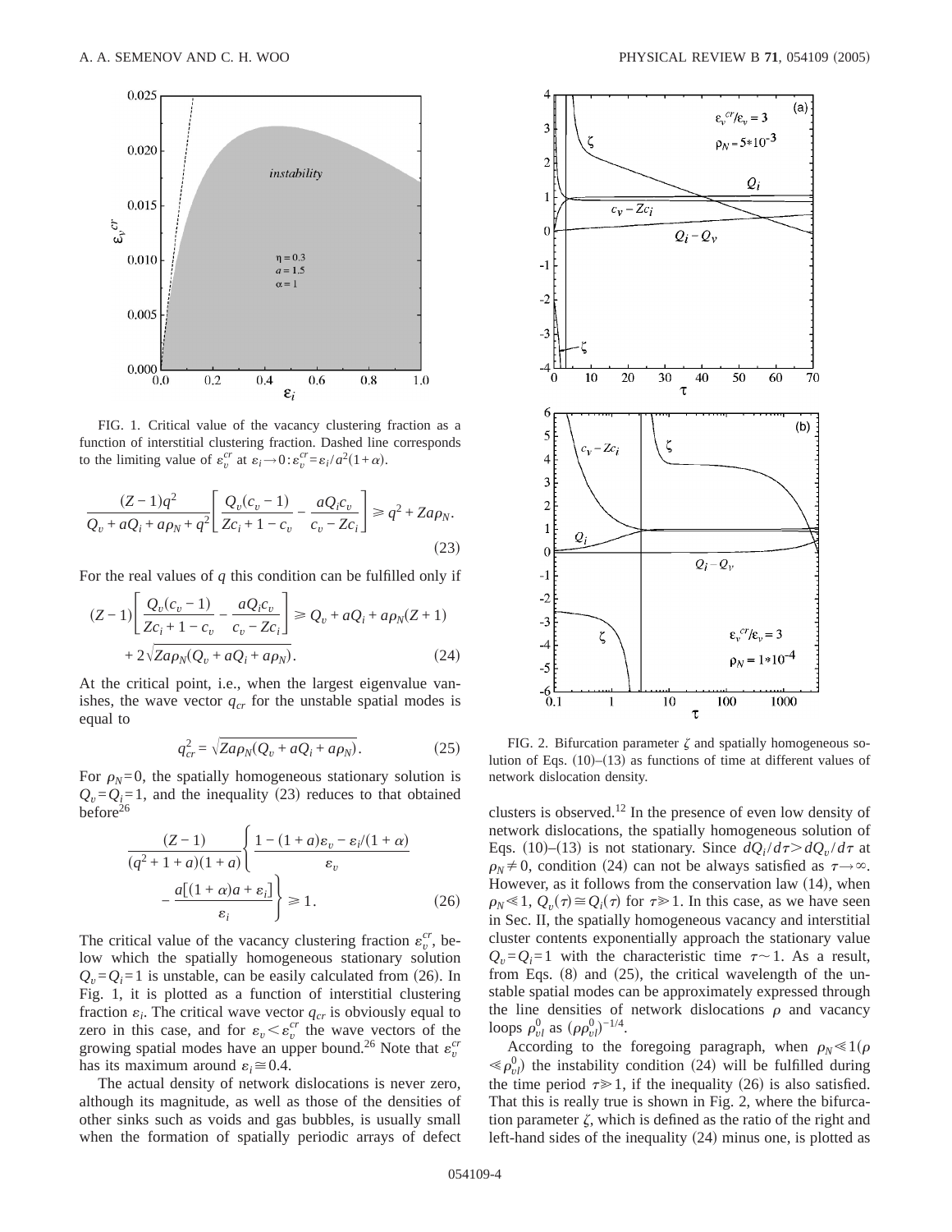FIG. 1. Critical value of the vacancy clustering fraction as a function of interstitial clustering fraction. Dashed line corresponds to the limiting value of $\varepsilon_v^{cr}$ at $\varepsilon_i \to 0 : \varepsilon_v^{cr} = \varepsilon_i / a^2(1+\alpha)$.

$$
\frac{(Z-1)q^2}{Q_v + aQ_i + a\rho_N + q^2}\left[\frac{Q_v(c_v-1)}{Zc_i+1-c_v} - \frac{aQ_i c_v}{c_v - Zc_i}\right] \geq q^2 + Za\rho_N. \tag{23}
$$

For the real values of $q$ this condition can be fulfilled only if

$$
(Z-1)\left[\frac{Q_v(c_v-1)}{Zc_i+1-c_v} - \frac{aQ_i c_v}{c_v - Zc_i}\right] \geq Q_v + aQ_i + a\rho_N(Z+1) + 2\sqrt{Za\rho_N(Q_v + aQ_i + a\rho_N)}. \tag{24}
$$

At the critical point, i.e., when the largest eigenvalue vanishes, the wave vector $q_{cr}$ for the unstable spatial modes is equal to

$$
q_{cr}^2 = \sqrt{Za\rho_N(Q_v + aQ_i + a\rho_N)}. \tag{25}
$$

For $\rho_N = 0$, the spatially homogeneous stationary solution is $Q_v = Q_i = 1$, and the inequality (23) reduces to that obtained before[26]

$$
\frac{(Z-1)}{(q^2+1+a)(1+a)}\left\{\frac{1-(1+a)\varepsilon_v - \varepsilon_i/(1+\alpha)}{\varepsilon_v} - \frac{a[(1+\alpha)a + \varepsilon_i]}{\varepsilon_i}\right\} \geq 1. \tag{26}
$$

The critical value of the vacancy clustering fraction $\varepsilon_v^{cr}$, below which the spatially homogeneous stationary solution $Q_v = Q_i = 1$ is unstable, can be easily calculated from (26). In Fig. 1, it is plotted as a function of interstitial clustering fraction $\varepsilon_i$. The critical wave vector $q_{cr}$ is obviously equal to zero in this case, and for $\varepsilon_v < \varepsilon_v^{cr}$ the wave vectors of the growing spatial modes have an upper bound.[26] Note that $\varepsilon_v^{cr}$ has its maximum around $\varepsilon_i \cong 0.4$.

The actual density of network dislocations is never zero, although its magnitude, as well as those of the densities of other sinks such as voids and gas bubbles, is usually small when the formation of spatially periodic arrays of defect clusters is observed.[12] In the presence of even low density of network dislocations, the spatially homogeneous solution of Eqs. (10)–(13) is not stationary. Since $dQ_i/d\tau > dQ_v/d\tau$ at $\rho_N \neq 0$, condition (24) can not be always satisfied as $\tau \to \infty$. However, as it follows from the conservation law (14), when $\rho_N \ll 1$, $Q_v(\tau) \cong Q_i(\tau)$ for $\tau \gg 1$. In this case, as we have seen in Sec. II, the spatially homogeneous vacancy and interstitial cluster contents exponentially approach the stationary value $Q_v = Q_i = 1$ with the characteristic time $\tau \sim 1$. As a result, from Eqs. (8) and (25), the critical wavelength of the unstable spatial modes can be approximately expressed through the line densities of network dislocations $\rho$ and vacancy loops $\rho_{vl}^0$ as $(\rho\rho_{vl}^0)^{-1/4}$.

According to the foregoing paragraph, when $\rho_N \ll 1 (\rho \ll \rho_{vl}^0)$ the instability condition (24) will be fulfilled during the time period $\tau \gg 1$, if the inequality (26) is also satisfied. That this is really true is shown in Fig. 2, where the bifurcation parameter $\zeta$, which is defined as the ratio of the right and left-hand sides of the inequality (24) minus one, is plotted as

FIG. 2. Bifurcation parameter $\zeta$ and spatially homogeneous solution of Eqs. (10)–(13) as functions of time at different values of network dislocation density.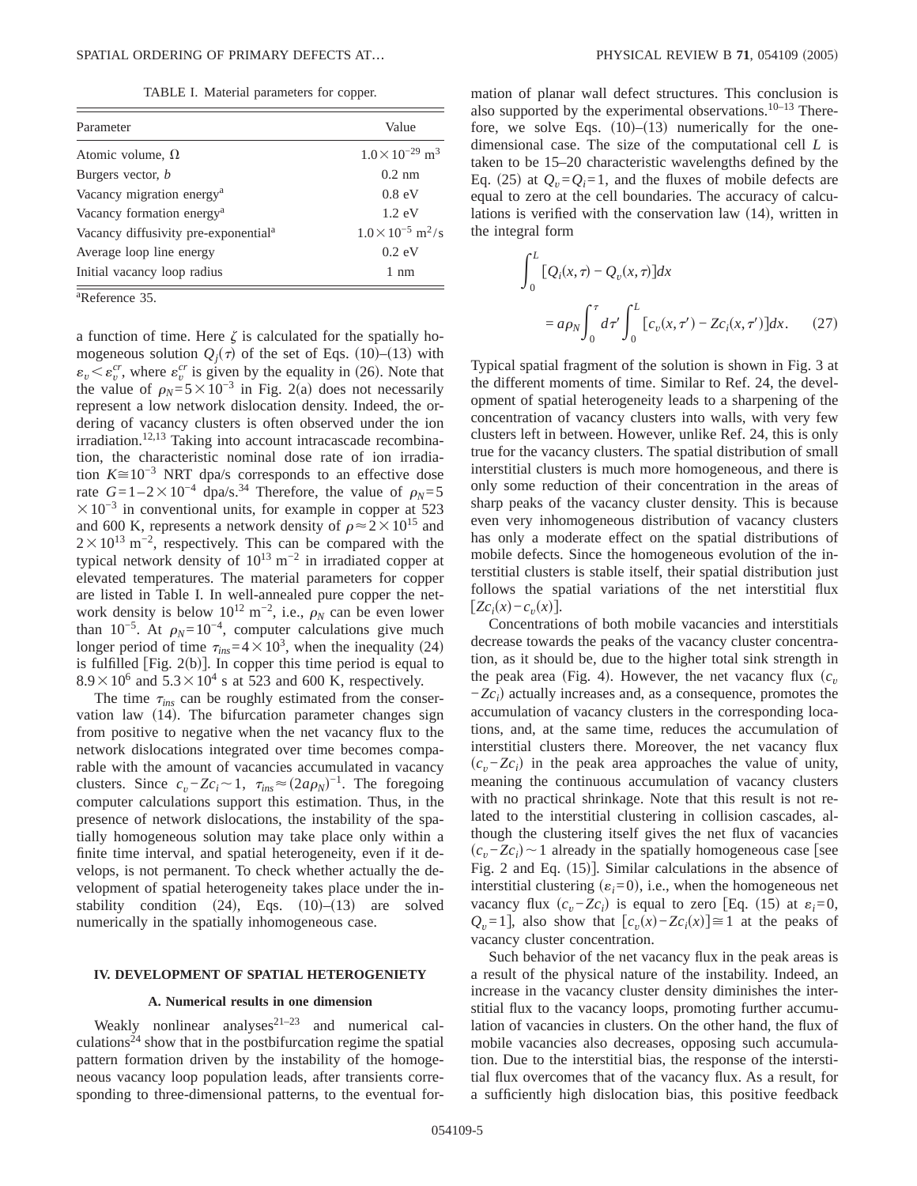TABLE I. Material parameters for copper.

| Parameter | Value |
|---|---|
| Atomic volume, $\Omega$ | $1.0\times10^{-29}$ m$^3$ |
| Burgers vector, $b$ | 0.2 nm |
| Vacancy migration energy[a] | 0.8 eV |
| Vacancy formation energy[a] | 1.2 eV |
| Vacancy diffusivity pre-exponential[a] | $1.0\times10^{-5}$ m$^2$/s |
| Average loop line energy | 0.2 eV |
| Initial vacancy loop radius | 1 nm |

[a]Reference 35.

a function of time. Here $\zeta$ is calculated for the spatially homogeneous solution $Q_j(\tau)$ of the set of Eqs. (10)–(13) with $\varepsilon_v<\varepsilon_v^{cr}$, where $\varepsilon_v^{cr}$ is given by the equality in (26). Note that the value of $\rho_N=5\times10^{-3}$ in Fig. 2(a) does not necessarily represent a low network dislocation density. Indeed, the ordering of vacancy clusters is often observed under the ion irradiation.[12,13] Taking into account intracascade recombination, the characteristic nominal dose rate of ion irradiation $K\cong10^{-3}$ NRT dpa/s corresponds to an effective dose rate $G=1-2\times10^{-4}$ dpa/s.[34] Therefore, the value of $\rho_N=5\times10^{-3}$ in conventional units, for example in copper at 523 and 600 K, represents a network density of $\rho\approx2\times10^{15}$ and $2\times10^{13}$ m$^{-2}$, respectively. This can be compared with the typical network density of $10^{13}$ m$^{-2}$ in irradiated copper at elevated temperatures. The material parameters for copper are listed in Table I. In well-annealed pure copper the network density is below $10^{12}$ m$^{-2}$, i.e., $\rho_N$ can be even lower than $10^{-5}$. At $\rho_N=10^{-4}$, computer calculations give much longer period of time $\tau_{ins}=4\times10^3$, when the inequality (24) is fulfilled [Fig. 2(b)]. In copper this time period is equal to $8.9\times10^6$ and $5.3\times10^4$ s at 523 and 600 K, respectively.

The time $\tau_{ins}$ can be roughly estimated from the conservation law (14). The bifurcation parameter changes sign from positive to negative when the net vacancy flux to the network dislocations integrated over time becomes comparable with the amount of vacancies accumulated in vacancy clusters. Since $c_v-Zc_i\sim1$, $\tau_{ins}\approx(2a\rho_N)^{-1}$. The foregoing computer calculations support this estimation. Thus, in the presence of network dislocations, the instability of the spatially homogeneous solution may take place only within a finite time interval, and spatial heterogeneity, even if it develops, is not permanent. To check whether actually the development of spatial heterogeneity takes place under the instability condition (24), Eqs. (10)–(13) are solved numerically in the spatially inhomogeneous case.

## IV. DEVELOPMENT OF SPATIAL HETEROGENIETY

### A. Numerical results in one dimension

Weakly nonlinear analyses[21–23] and numerical calculations[24] show that in the postbifurcation regime the spatial pattern formation driven by the instability of the homogeneous vacancy loop population leads, after transients corresponding to three-dimensional patterns, to the eventual formation of planar wall defect structures. This conclusion is also supported by the experimental observations.[10–13] Therefore, we solve Eqs. (10)–(13) numerically for the one-dimensional case. The size of the computational cell $L$ is taken to be 15–20 characteristic wavelengths defined by the Eq. (25) at $Q_v=Q_i=1$, and the fluxes of mobile defects are equal to zero at the cell boundaries. The accuracy of calculations is verified with the conservation law (14), written in the integral form

$$\int_0^L[Q_i(x,\tau)-Q_v(x,\tau)]dx = a\rho_N\int_0^\tau d\tau'\int_0^L[c_v(x,\tau')-Zc_i(x,\tau')]dx. \quad (27)$$

Typical spatial fragment of the solution is shown in Fig. 3 at the different moments of time. Similar to Ref. 24, the development of spatial heterogeneity leads to a sharpening of the concentration of vacancy clusters into walls, with very few clusters left in between. However, unlike Ref. 24, this is only true for the vacancy clusters. The spatial distribution of small interstitial clusters is much more homogeneous, and there is only some reduction of their concentration in the areas of sharp peaks of the vacancy cluster density. This is because even very inhomogeneous distribution of vacancy clusters has only a moderate effect on the spatial distributions of mobile defects. Since the homogeneous evolution of the interstitial clusters is stable itself, their spatial distribution just follows the spatial variations of the net interstitial flux $[Zc_i(x)-c_v(x)]$.

Concentrations of both mobile vacancies and interstitials decrease towards the peaks of the vacancy cluster concentration, as it should be, due to the higher total sink strength in the peak area (Fig. 4). However, the net vacancy flux $(c_v-Zc_i)$ actually increases and, as a consequence, promotes the accumulation of vacancy clusters in the corresponding locations, and, at the same time, reduces the accumulation of interstitial clusters there. Moreover, the net vacancy flux $(c_v-Zc_i)$ in the peak area approaches the value of unity, meaning the continuous accumulation of vacancy clusters with no practical shrinkage. Note that this result is not related to the interstitial clustering in collision cascades, although the clustering itself gives the net flux of vacancies $(c_v-Zc_i)\sim1$ already in the spatially homogeneous case [see Fig. 2 and Eq. (15)]. Similar calculations in the absence of interstitial clustering $(\varepsilon_i=0)$, i.e., when the homogeneous net vacancy flux $(c_v-Zc_i)$ is equal to zero [Eq. (15) at $\varepsilon_i=0$, $Q_v=1$], also show that $[c_v(x)-Zc_i(x)]\cong1$ at the peaks of vacancy cluster concentration.

Such behavior of the net vacancy flux in the peak areas is a result of the physical nature of the instability. Indeed, an increase in the vacancy cluster density diminishes the interstitial flux to the vacancy loops, promoting further accumulation of vacancies in clusters. On the other hand, the flux of mobile vacancies also decreases, opposing such accumulation. Due to the interstitial bias, the response of the interstitial flux overcomes that of the vacancy flux. As a result, for a sufficiently high dislocation bias, this positive feedback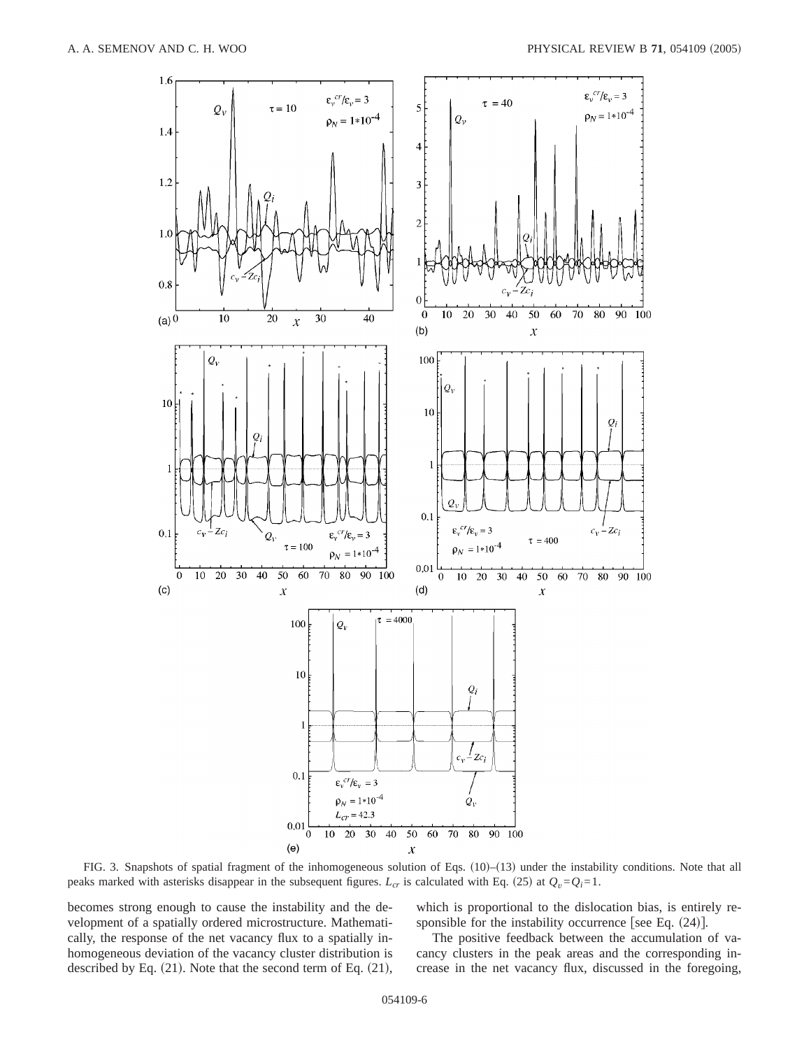FIG. 3. Snapshots of spatial fragment of the inhomogeneous solution of Eqs. (10)–(13) under the instability conditions. Note that all peaks marked with asterisks disappear in the subsequent figures. $L_{cr}$ is calculated with Eq. (25) at $Q_v = Q_i = 1$.

becomes strong enough to cause the instability and the development of a spatially ordered microstructure. Mathematically, the response of the net vacancy flux to a spatially inhomogeneous deviation of the vacancy cluster distribution is described by Eq. (21). Note that the second term of Eq. (21), which is proportional to the dislocation bias, is entirely responsible for the instability occurrence [see Eq. (24)].

The positive feedback between the accumulation of vacancy clusters in the peak areas and the corresponding increase in the net vacancy flux, discussed in the foregoing,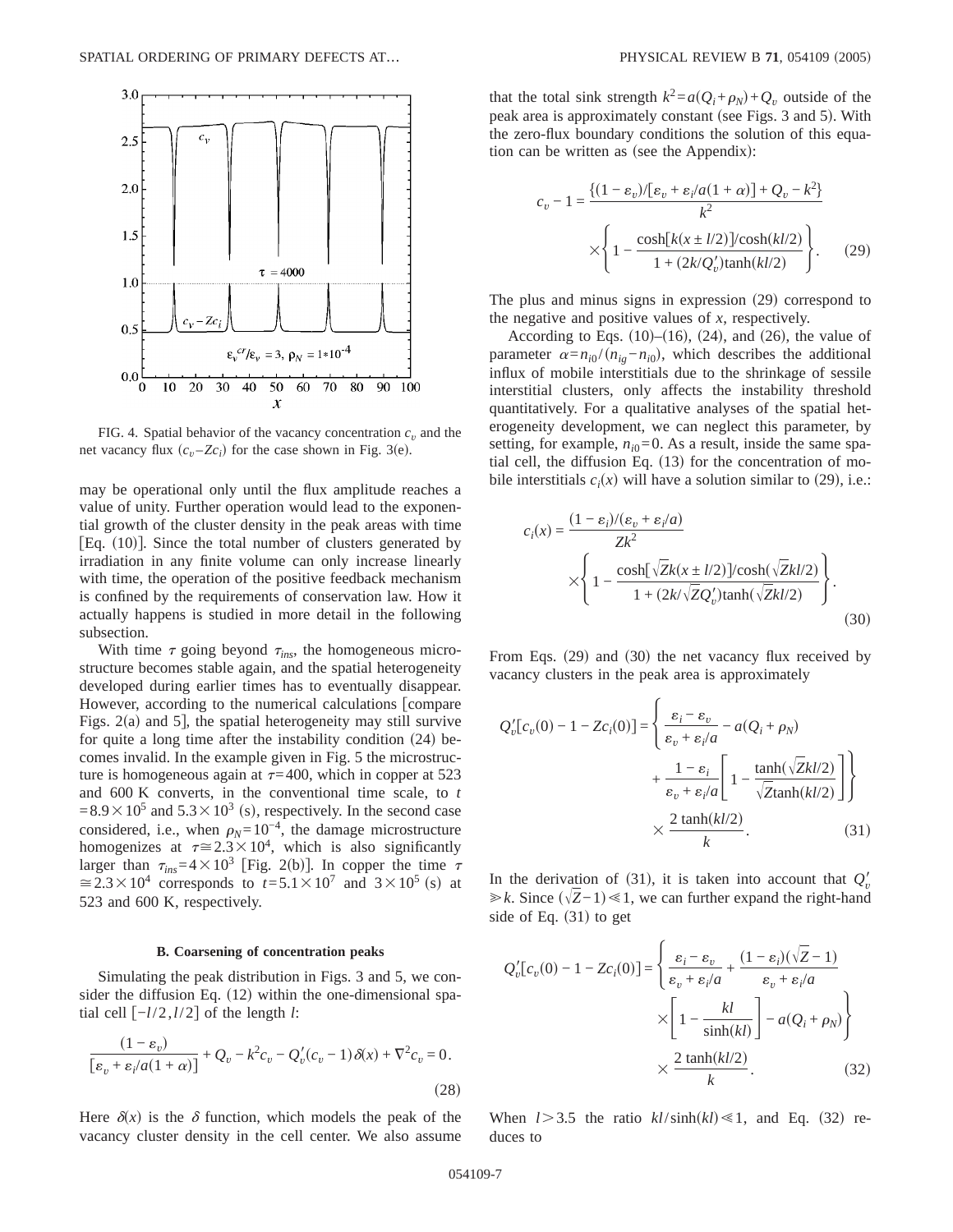FIG. 4. Spatial behavior of the vacancy concentration $c_v$ and the net vacancy flux $(c_v - Zc_i)$ for the case shown in Fig. 3(e).

may be operational only until the flux amplitude reaches a value of unity. Further operation would lead to the exponential growth of the cluster density in the peak areas with time [Eq. (10)]. Since the total number of clusters generated by irradiation in any finite volume can only increase linearly with time, the operation of the positive feedback mechanism is confined by the requirements of conservation law. How it actually happens is studied in more detail in the following subsection.

With time $\tau$ going beyond $\tau_{ins}$, the homogeneous microstructure becomes stable again, and the spatial heterogeneity developed during earlier times has to eventually disappear. However, according to the numerical calculations [compare Figs. 2(a) and 5], the spatial heterogeneity may still survive for quite a long time after the instability condition (24) becomes invalid. In the example given in Fig. 5 the microstructure is homogeneous again at $\tau = 400$, which in copper at 523 and 600 K converts, in the conventional time scale, to $t = 8.9 \times 10^5$ and $5.3 \times 10^3$ (s), respectively. In the second case considered, i.e., when $\rho_N = 10^{-4}$, the damage microstructure homogenizes at $\tau \cong 2.3 \times 10^4$, which is also significantly larger than $\tau_{ins} = 4 \times 10^3$ [Fig. 2(b)]. In copper the time $\tau \cong 2.3 \times 10^4$ corresponds to $t = 5.1 \times 10^7$ and $3 \times 10^5$ (s) at 523 and 600 K, respectively.

### B. Coarsening of concentration peaks

Simulating the peak distribution in Figs. 3 and 5, we consider the diffusion Eq. (12) within the one-dimensional spatial cell $[-l/2, l/2]$ of the length $l$:

$$\frac{(1-\varepsilon_v)}{[\varepsilon_v + \varepsilon_i/a(1+\alpha)]} + Q_v - k^2 c_v - Q_v'(c_v - 1)\delta(x) + \nabla^2 c_v = 0. \tag{28}$$

Here $\delta(x)$ is the $\delta$ function, which models the peak of the vacancy cluster density in the cell center. We also assume that the total sink strength $k^2 = a(Q_i + \rho_N) + Q_v$ outside of the peak area is approximately constant (see Figs. 3 and 5). With the zero-flux boundary conditions the solution of this equation can be written as (see the Appendix):

$$c_v - 1 = \frac{\{(1-\varepsilon_v)/[\varepsilon_v + \varepsilon_i/a(1+\alpha)] + Q_v - k^2\}}{k^2} \times \left\{ 1 - \frac{\cosh[k(x \pm l/2)]/\cosh(kl/2)}{1 + (2k/Q_v')\tanh(kl/2)} \right\}. \tag{29}$$

The plus and minus signs in expression (29) correspond to the negative and positive values of $x$, respectively.

According to Eqs. (10)–(16), (24), and (26), the value of parameter $\alpha = n_{i0}/(n_{ig} - n_{i0})$, which describes the additional influx of mobile interstitials due to the shrinkage of sessile interstitial clusters, only affects the instability threshold quantitatively. For a qualitative analyses of the spatial heterogeneity development, we can neglect this parameter, by setting, for example, $n_{i0} = 0$. As a result, inside the same spatial cell, the diffusion Eq. (13) for the concentration of mobile interstitials $c_i(x)$ will have a solution similar to (29), i.e.:

$$c_i(x) = \frac{(1-\varepsilon_i)/(\varepsilon_v + \varepsilon_i/a)}{Zk^2} \times \left\{ 1 - \frac{\cosh[\sqrt{Z}k(x \pm l/2)]/\cosh(\sqrt{Z}kl/2)}{1 + (2k/\sqrt{Z}Q_v')\tanh(\sqrt{Z}kl/2)} \right\}. \tag{30}$$

From Eqs. (29) and (30) the net vacancy flux received by vacancy clusters in the peak area is approximately

$$Q_v'[c_v(0) - 1 - Zc_i(0)] = \left\{ \frac{\varepsilon_i - \varepsilon_v}{\varepsilon_v + \varepsilon_i/a} - a(Q_i + \rho_N) + \frac{1-\varepsilon_i}{\varepsilon_v + \varepsilon_i/a}\left[ 1 - \frac{\tanh(\sqrt{Z}kl/2)}{\sqrt{Z}\tanh(kl/2)} \right] \right\} \times \frac{2\tanh(kl/2)}{k}. \tag{31}$$

In the derivation of (31), it is taken into account that $Q_v' \gg k$. Since $(\sqrt{Z} - 1) \ll 1$, we can further expand the right-hand side of Eq. (31) to get

$$Q_v'[c_v(0) - 1 - Zc_i(0)] = \left\{ \frac{\varepsilon_i - \varepsilon_v}{\varepsilon_v + \varepsilon_i/a} + \frac{(1-\varepsilon_i)(\sqrt{Z}-1)}{\varepsilon_v + \varepsilon_i/a} \times \left[ 1 - \frac{kl}{\sinh(kl)} \right] - a(Q_i + \rho_N) \right\} \times \frac{2\tanh(kl/2)}{k}. \tag{32}$$

When $l > 3.5$ the ratio $kl/\sinh(kl) \ll 1$, and Eq. (32) reduces to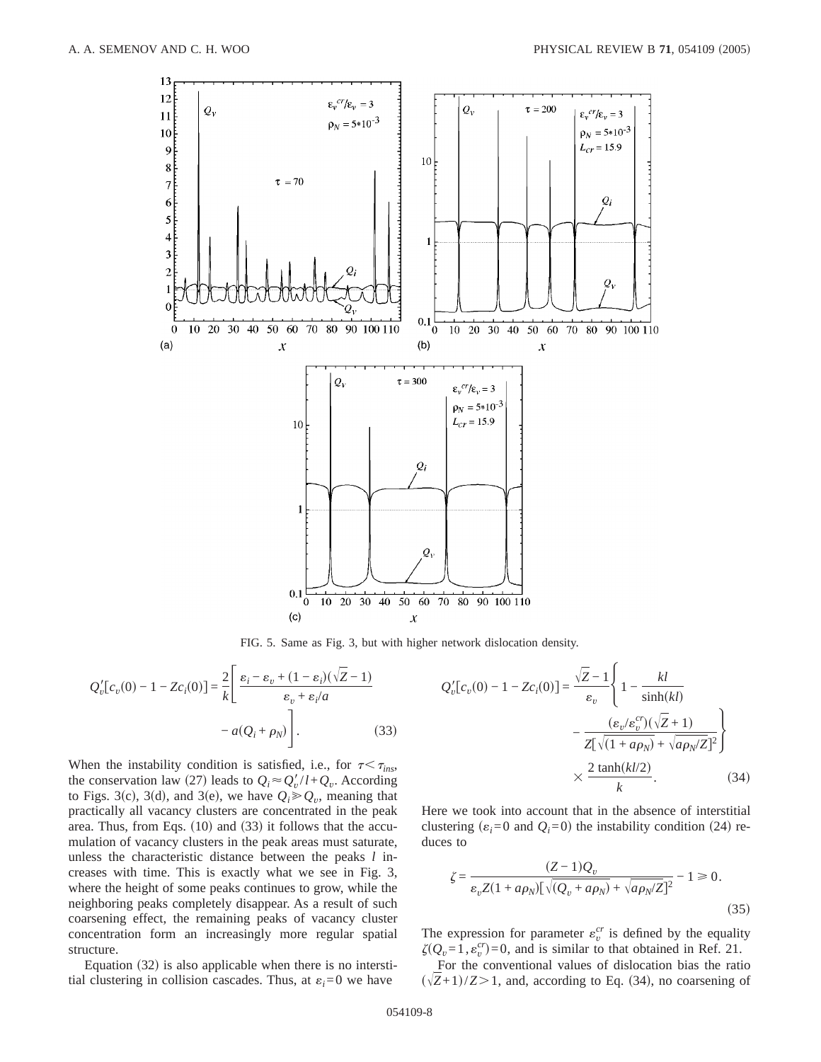FIG. 5. Same as Fig. 3, but with higher network dislocation density.

$$Q_v'[c_v(0) - 1 - Zc_i(0)] = \frac{2}{k}\left[\frac{\varepsilon_i - \varepsilon_v + (1-\varepsilon_i)(\sqrt{Z}-1)}{\varepsilon_v + \varepsilon_i/a} - a(Q_i + \rho_N)\right]. \tag{33}$$

When the instability condition is satisfied, i.e., for $\tau < \tau_{ins}$, the conservation law (27) leads to $Q_i \approx Q_v'/l + Q_v$. According to Figs. 3(c), 3(d), and 3(e), we have $Q_i \gg Q_v$, meaning that practically all vacancy clusters are concentrated in the peak area. Thus, from Eqs. (10) and (33) it follows that the accumulation of vacancy clusters in the peak areas must saturate, unless the characteristic distance between the peaks $l$ increases with time. This is exactly what we see in Fig. 3, where the height of some peaks continues to grow, while the neighboring peaks completely disappear. As a result of such coarsening effect, the remaining peaks of vacancy cluster concentration form an increasingly more regular spatial structure.

Equation (32) is also applicable when there is no interstitial clustering in collision cascades. Thus, at $\varepsilon_i = 0$ we have

$$Q_v'[c_v(0) - 1 - Zc_i(0)] = \frac{\sqrt{Z}-1}{\varepsilon_v}\left\{1 - \frac{kl}{\sinh(kl)} - \frac{(\varepsilon_v/\varepsilon_v^{cr})(\sqrt{Z}+1)}{Z[\sqrt{(1+a\rho_N)} + \sqrt{a\rho_N/Z}]^2}\right\} \times \frac{2\tanh(kl/2)}{k}. \tag{34}$$

Here we took into account that in the absence of interstitial clustering ($\varepsilon_i = 0$ and $Q_i = 0$) the instability condition (24) reduces to

$$\zeta = \frac{(Z-1)Q_v}{\varepsilon_v Z(1+a\rho_N)[\sqrt{(Q_v + a\rho_N)} + \sqrt{a\rho_N/Z}]^2} - 1 \geq 0. \tag{35}$$

The expression for parameter $\varepsilon_v^{cr}$ is defined by the equality $\zeta(Q_v = 1, \varepsilon_v^{cr}) = 0$, and is similar to that obtained in Ref. 21.

For the conventional values of dislocation bias the ratio $(\sqrt{Z}+1)/Z > 1$, and, according to Eq. (34), no coarsening of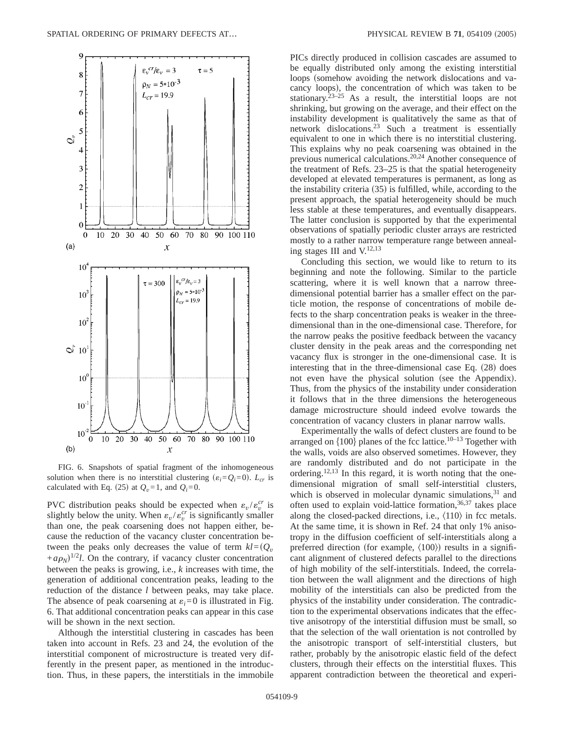FIG. 6. Snapshots of spatial fragment of the inhomogeneous solution when there is no interstitial clustering ($\varepsilon_i = Q_i = 0$). $L_{cr}$ is calculated with Eq. (25) at $Q_v = 1$, and $Q_i = 0$.

PVC distribution peaks should be expected when $\varepsilon_v / \varepsilon_v^{cr}$ is slightly below the unity. When $\varepsilon_v / \varepsilon_v^{cr}$ is significantly smaller than one, the peak coarsening does not happen either, because the reduction of the vacancy cluster concentration between the peaks only decreases the value of term $kl = (Q_v + a\rho_N)^{1/2} l$. On the contrary, if vacancy cluster concentration between the peaks is growing, i.e., $k$ increases with time, the generation of additional concentration peaks, leading to the reduction of the distance $l$ between peaks, may take place. The absence of peak coarsening at $\varepsilon_i = 0$ is illustrated in Fig. 6. That additional concentration peaks can appear in this case will be shown in the next section.

Although the interstitial clustering in cascades has been taken into account in Refs. 23 and 24, the evolution of the interstitial component of microstructure is treated very differently in the present paper, as mentioned in the introduction. Thus, in these papers, the interstitials in the immobile PICs directly produced in collision cascades are assumed to be equally distributed only among the existing interstitial loops (somehow avoiding the network dislocations and vacancy loops), the concentration of which was taken to be stationary.[23–25] As a result, the interstitial loops are not shrinking, but growing on the average, and their effect on the instability development is qualitatively the same as that of network dislocations.[23] Such a treatment is essentially equivalent to one in which there is no interstitial clustering. This explains why no peak coarsening was obtained in the previous numerical calculations.[20,24] Another consequence of the treatment of Refs. 23–25 is that the spatial heterogeneity developed at elevated temperatures is permanent, as long as the instability criteria (35) is fulfilled, while, according to the present approach, the spatial heterogeneity should be much less stable at these temperatures, and eventually disappears. The latter conclusion is supported by that the experimental observations of spatially periodic cluster arrays are restricted mostly to a rather narrow temperature range between annealing stages III and V.[12,13]

Concluding this section, we would like to return to its beginning and note the following. Similar to the particle scattering, where it is well known that a narrow three-dimensional potential barrier has a smaller effect on the particle motion, the response of concentrations of mobile defects to the sharp concentration peaks is weaker in the three-dimensional than in the one-dimensional case. Therefore, for the narrow peaks the positive feedback between the vacancy cluster density in the peak areas and the corresponding net vacancy flux is stronger in the one-dimensional case. It is interesting that in the three-dimensional case Eq. (28) does not even have the physical solution (see the Appendix). Thus, from the physics of the instability under consideration it follows that in the three dimensions the heterogeneous damage microstructure should indeed evolve towards the concentration of vacancy clusters in planar narrow walls.

Experimentally the walls of defect clusters are found to be arranged on {100} planes of the fcc lattice.[10–13] Together with the walls, voids are also observed sometimes. However, they are randomly distributed and do not participate in the ordering.[12,13] In this regard, it is worth noting that the one-dimensional migration of small self-interstitial clusters, which is observed in molecular dynamic simulations,[31] and often used to explain void-lattice formation,[36,37] takes place along the closed-packed directions, i.e., ⟨110⟩ in fcc metals. At the same time, it is shown in Ref. 24 that only 1% anisotropy in the diffusion coefficient of self-interstitials along a preferred direction (for example, ⟨100⟩) results in a significant alignment of clustered defects parallel to the directions of high mobility of the self-interstitials. Indeed, the correlation between the wall alignment and the directions of high mobility of the interstitials can also be predicted from the physics of the instability under consideration. The contradiction to the experimental observations indicates that the effective anisotropy of the interstitial diffusion must be small, so that the selection of the wall orientation is not controlled by the anisotropic transport of self-interstitial clusters, but rather, probably by the anisotropic elastic field of the defect clusters, through their effects on the interstitial fluxes. This apparent contradiction between the theoretical and experi-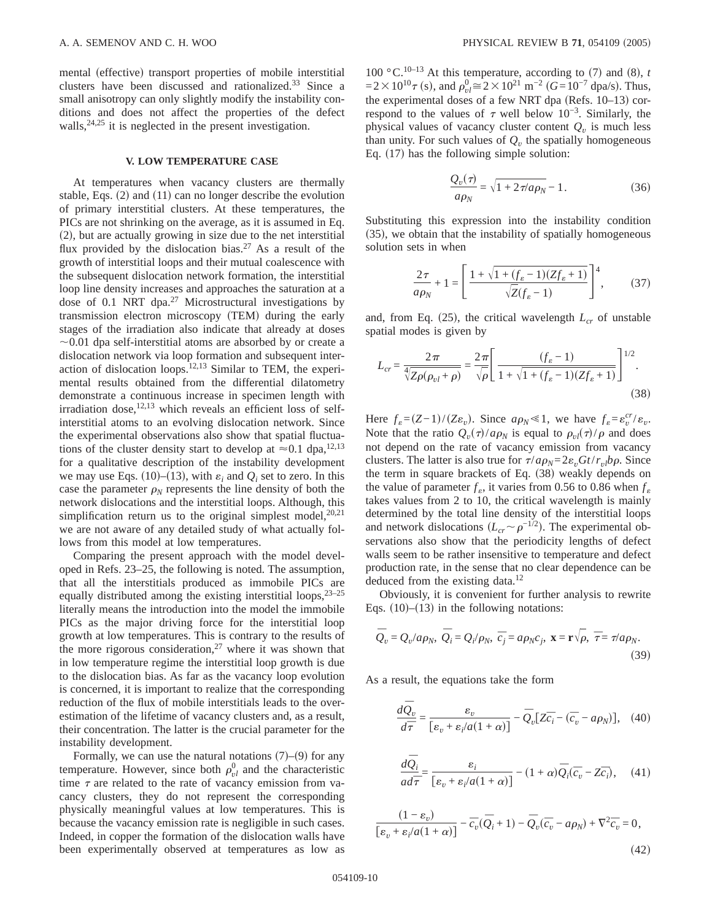mental (effective) transport properties of mobile interstitial clusters have been discussed and rationalized.[33] Since a small anisotropy can only slightly modify the instability conditions and does not affect the properties of the defect walls,[24,25] it is neglected in the present investigation.

## V. LOW TEMPERATURE CASE

At temperatures when vacancy clusters are thermally stable, Eqs. (2) and (11) can no longer describe the evolution of primary interstitial clusters. At these temperatures, the PICs are not shrinking on the average, as it is assumed in Eq. (2), but are actually growing in size due to the net interstitial flux provided by the dislocation bias.[27] As a result of the growth of interstitial loops and their mutual coalescence with the subsequent dislocation network formation, the interstitial loop line density increases and approaches the saturation at a dose of 0.1 NRT dpa.[27] Microstructural investigations by transmission electron microscopy (TEM) during the early stages of the irradiation also indicate that already at doses $\sim$0.01 dpa self-interstitial atoms are absorbed by or create a dislocation network via loop formation and subsequent interaction of dislocation loops.[12,13] Similar to TEM, the experimental results obtained from the differential dilatometry demonstrate a continuous increase in specimen length with irradiation dose,[12,13] which reveals an efficient loss of self-interstitial atoms to an evolving dislocation network. Since the experimental observations also show that spatial fluctuations of the cluster density start to develop at $\approx$0.1 dpa,[12,13] for a qualitative description of the instability development we may use Eqs. (10)–(13), with $\varepsilon_i$ and $Q_i$ set to zero. In this case the parameter $\rho_N$ represents the line density of both the network dislocations and the interstitial loops. Although, this simplification return us to the original simplest model,[20,21] we are not aware of any detailed study of what actually follows from this model at low temperatures.

Comparing the present approach with the model developed in Refs. 23–25, the following is noted. The assumption, that all the interstitials produced as immobile PICs are equally distributed among the existing interstitial loops,[23–25] literally means the introduction into the model the immobile PICs as the major driving force for the interstitial loop growth at low temperatures. This is contrary to the results of the more rigorous consideration,[27] where it was shown that in low temperature regime the interstitial loop growth is due to the dislocation bias. As far as the vacancy loop evolution is concerned, it is important to realize that the corresponding reduction of the flux of mobile interstitials leads to the overestimation of the lifetime of vacancy clusters and, as a result, their concentration. The latter is the crucial parameter for the instability development.

Formally, we can use the natural notations (7)–(9) for any temperature. However, since both $\rho_{vl}^0$ and the characteristic time $\tau$ are related to the rate of vacancy emission from vacancy clusters, they do not represent the corresponding physically meaningful values at low temperatures. This is because the vacancy emission rate is negligible in such cases. Indeed, in copper the formation of the dislocation walls have been experimentally observed at temperatures as low as 100 °C.[10–13] At this temperature, according to (7) and (8), $t = 2\times 10^{10}\tau$ (s), and $\rho_{vl}^0 \cong 2\times 10^{21}$ m$^{-2}$ ($G = 10^{-7}$ dpa/s). Thus, the experimental doses of a few NRT dpa (Refs. 10–13) correspond to the values of $\tau$ well below $10^{-3}$. Similarly, the physical values of vacancy cluster content $Q_v$ is much less than unity. For such values of $Q_v$ the spatially homogeneous Eq. (17) has the following simple solution:

$$\frac{Q_v(\tau)}{a\rho_N} = \sqrt{1 + 2\tau/a\rho_N} - 1. \tag{36}$$

Substituting this expression into the instability condition (35), we obtain that the instability of spatially homogeneous solution sets in when

$$\frac{2\tau}{a\rho_N} + 1 = \left[\frac{1 + \sqrt{1 + (f_\varepsilon - 1)(Zf_\varepsilon + 1)}}{\sqrt{Z}(f_\varepsilon - 1)}\right]^4, \tag{37}$$

and, from Eq. (25), the critical wavelength $L_{cr}$ of unstable spatial modes is given by

$$L_{cr} = \frac{2\pi}{\sqrt[4]{Z\rho(\rho_{vl} + \rho)}} = \frac{2\pi}{\sqrt{\rho}}\left[\frac{(f_\varepsilon - 1)}{1 + \sqrt{1 + (f_\varepsilon - 1)(Zf_\varepsilon + 1)}}\right]^{1/2}. \tag{38}$$

Here $f_\varepsilon = (Z-1)/(Z\varepsilon_v)$. Since $a\rho_N \ll 1$, we have $f_\varepsilon = \varepsilon_v^{cr}/\varepsilon_v$. Note that the ratio $Q_v(\tau)/a\rho_N$ is equal to $\rho_{vl}(\tau)/\rho$ and does not depend on the rate of vacancy emission from vacancy clusters. The latter is also true for $\tau/a\rho_N = 2\varepsilon_v Gt/r_{vl}b\rho$. Since the term in square brackets of Eq. (38) weakly depends on the value of parameter $f_\varepsilon$, it varies from 0.56 to 0.86 when $f_\varepsilon$ takes values from 2 to 10, the critical wavelength is mainly determined by the total line density of the interstitial loops and network dislocations ($L_{cr} \sim \rho^{-1/2}$). The experimental observations also show that the periodicity lengths of defect walls seem to be rather insensitive to temperature and defect production rate, in the sense that no clear dependence can be deduced from the existing data.[12]

Obviously, it is convenient for further analysis to rewrite Eqs. (10)–(13) in the following notations:

$$\bar{Q}_v = Q_v/a\rho_N,\ \bar{Q}_i = Q_i/\rho_N,\ \bar{c}_j = a\rho_N c_j,\ \mathbf{x} = \mathbf{r}\sqrt{\rho},\ \bar{\tau} = \tau/a\rho_N. \tag{39}$$

As a result, the equations take the form

$$\frac{d\bar{Q}_v}{d\bar{\tau}} = \frac{\varepsilon_v}{[\varepsilon_v + \varepsilon_i/a(1+\alpha)]} - \bar{Q}_v[Z\bar{c}_i - (\bar{c}_v - a\rho_N)], \tag{40}$$

$$\frac{d\bar{Q}_i}{ad\bar{\tau}} = \frac{\varepsilon_i}{[\varepsilon_v + \varepsilon_i/a(1+\alpha)]} - (1+\alpha)\bar{Q}_i(\bar{c}_v - Z\bar{c}_i), \tag{41}$$

$$\frac{(1-\varepsilon_v)}{[\varepsilon_v + \varepsilon_i/a(1+\alpha)]} - \bar{c}_v(\bar{Q}_i + 1) - \bar{Q}_v(\bar{c}_v - a\rho_N) + \nabla^2\bar{c}_v = 0, \tag{42}$$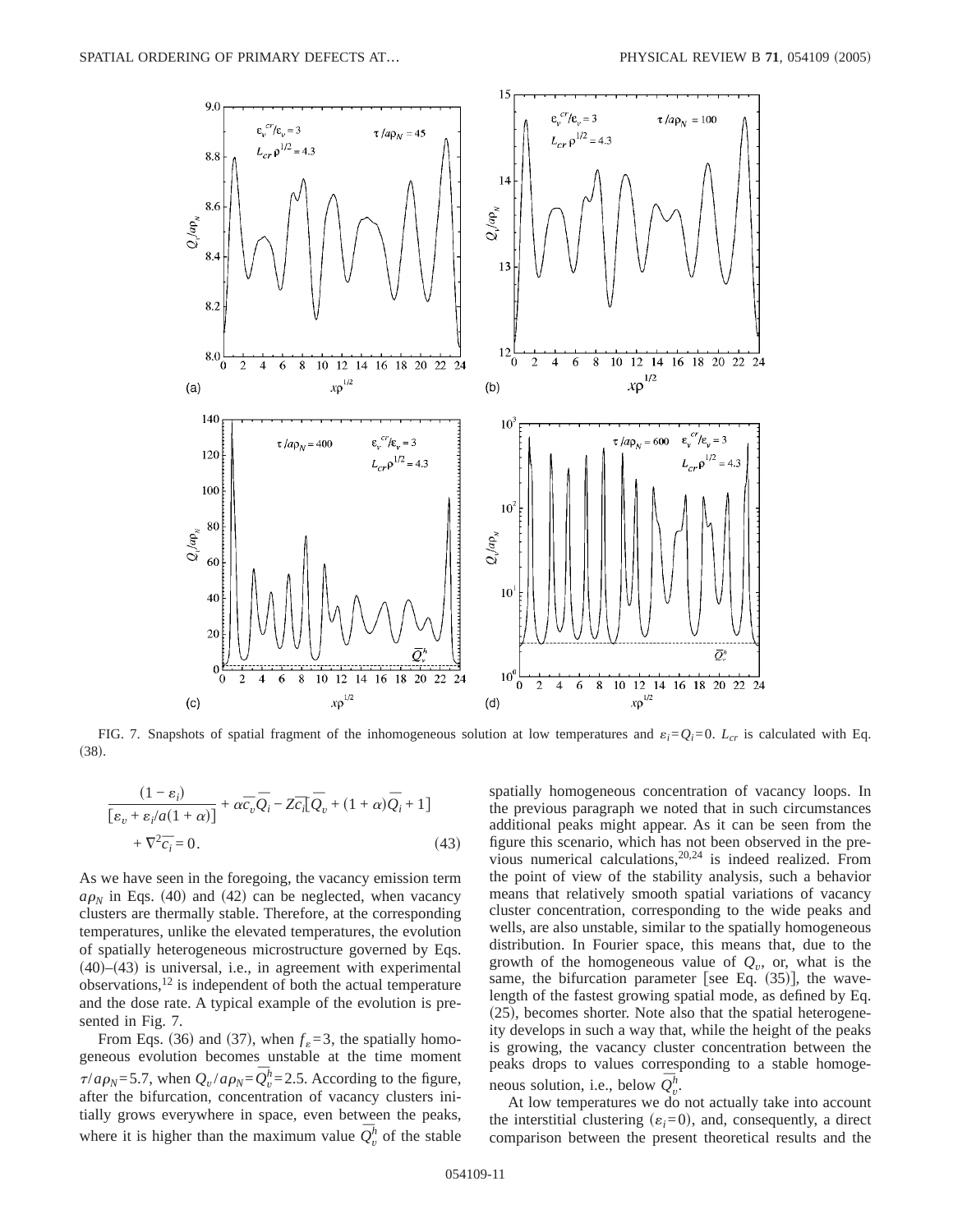FIG. 7. Snapshots of spatial fragment of the inhomogeneous solution at low temperatures and $\varepsilon_i = Q_i = 0$. $L_{cr}$ is calculated with Eq. (38).

$$\frac{(1-\varepsilon_i)}{[\varepsilon_v + \varepsilon_i/a(1+\alpha)]} + \alpha \overline{c_v}\,\overline{Q_i} - Z\overline{c_i}[\overline{Q_v} + (1+\alpha)\overline{Q_i} + 1] + \nabla^2 \overline{c_i} = 0. \tag{43}$$

As we have seen in the foregoing, the vacancy emission term $a\rho_N$ in Eqs. (40) and (42) can be neglected, when vacancy clusters are thermally stable. Therefore, at the corresponding temperatures, unlike the elevated temperatures, the evolution of spatially heterogeneous microstructure governed by Eqs. (40)–(43) is universal, i.e., in agreement with experimental observations,[12] is independent of both the actual temperature and the dose rate. A typical example of the evolution is presented in Fig. 7.

From Eqs. (36) and (37), when $f_\varepsilon = 3$, the spatially homogeneous evolution becomes unstable at the time moment $\tau / a\rho_N = 5.7$, when $Q_v / a\rho_N = \overline{Q_v^h} = 2.5$. According to the figure, after the bifurcation, concentration of vacancy clusters initially grows everywhere in space, even between the peaks, where it is higher than the maximum value $\overline{Q_v^h}$ of the stable spatially homogeneous concentration of vacancy loops. In the previous paragraph we noted that in such circumstances additional peaks might appear. As it can be seen from the figure this scenario, which has not been observed in the previous numerical calculations,[20,24] is indeed realized. From the point of view of the stability analysis, such a behavior means that relatively smooth spatial variations of vacancy cluster concentration, corresponding to the wide peaks and wells, are also unstable, similar to the spatially homogeneous distribution. In Fourier space, this means that, due to the growth of the homogeneous value of $Q_v$, or, what is the same, the bifurcation parameter [see Eq. (35)], the wavelength of the fastest growing spatial mode, as defined by Eq. (25), becomes shorter. Note also that the spatial heterogeneity develops in such a way that, while the height of the peaks is growing, the vacancy cluster concentration between the peaks drops to values corresponding to a stable homogeneous solution, i.e., below $\overline{Q_v^h}$.

At low temperatures we do not actually take into account the interstitial clustering ($\varepsilon_i = 0$), and, consequently, a direct comparison between the present theoretical results and the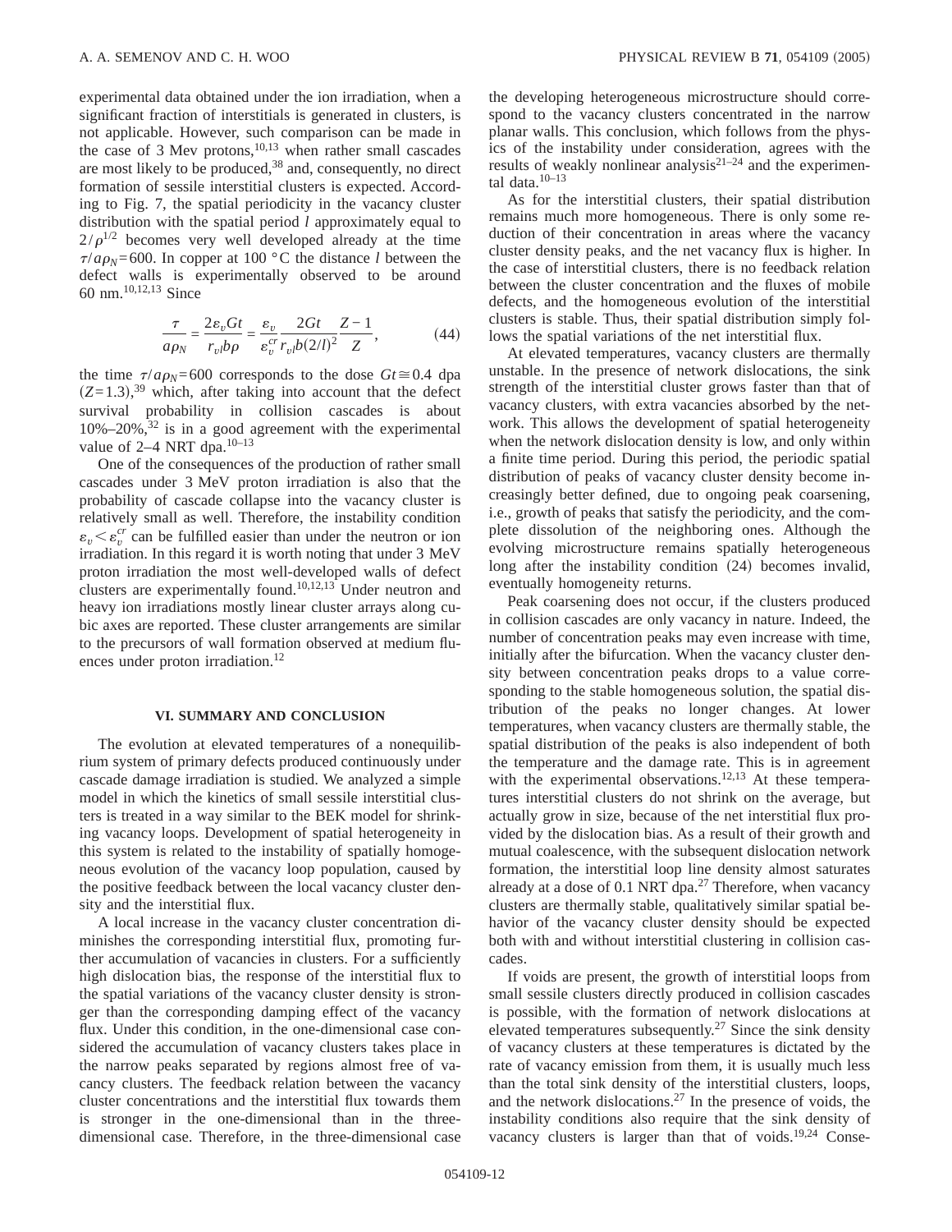experimental data obtained under the ion irradiation, when a significant fraction of interstitials is generated in clusters, is not applicable. However, such comparison can be made in the case of 3 Mev protons,[10,13] when rather small cascades are most likely to be produced,[38] and, consequently, no direct formation of sessile interstitial clusters is expected. According to Fig. 7, the spatial periodicity in the vacancy cluster distribution with the spatial period $l$ approximately equal to $2/\rho^{1/2}$ becomes very well developed already at the time $\tau/a\rho_N=600$. In copper at 100 °C the distance $l$ between the defect walls is experimentally observed to be around 60 nm.[10,12,13] Since

$$\frac{\tau}{a\rho_N} = \frac{2\varepsilon_v Gt}{r_{vl} b\rho} = \frac{\varepsilon_v}{\varepsilon_v^{cr}} \frac{2Gt}{r_{vl} b(2/l)^2} \frac{Z-1}{Z}, \tag{44}$$

the time $\tau/a\rho_N=600$ corresponds to the dose $Gt\cong 0.4$ dpa ($Z=1.3$),[39] which, after taking into account that the defect survival probability in collision cascades is about 10%–20%,[32] is in a good agreement with the experimental value of 2–4 NRT dpa.[10–13]

One of the consequences of the production of rather small cascades under 3 MeV proton irradiation is also that the probability of cascade collapse into the vacancy cluster is relatively small as well. Therefore, the instability condition $\varepsilon_v < \varepsilon_v^{cr}$ can be fulfilled easier than under the neutron or ion irradiation. In this regard it is worth noting that under 3 MeV proton irradiation the most well-developed walls of defect clusters are experimentally found.[10,12,13] Under neutron and heavy ion irradiations mostly linear cluster arrays along cubic axes are reported. These cluster arrangements are similar to the precursors of wall formation observed at medium fluences under proton irradiation.[12]

## VI. SUMMARY AND CONCLUSION

The evolution at elevated temperatures of a nonequilibrium system of primary defects produced continuously under cascade damage irradiation is studied. We analyzed a simple model in which the kinetics of small sessile interstitial clusters is treated in a way similar to the BEK model for shrinking vacancy loops. Development of spatial heterogeneity in this system is related to the instability of spatially homogeneous evolution of the vacancy loop population, caused by the positive feedback between the local vacancy cluster density and the interstitial flux.

A local increase in the vacancy cluster concentration diminishes the corresponding interstitial flux, promoting further accumulation of vacancies in clusters. For a sufficiently high dislocation bias, the response of the interstitial flux to the spatial variations of the vacancy cluster density is stronger than the corresponding damping effect of the vacancy flux. Under this condition, in the one-dimensional case considered the accumulation of vacancy clusters takes place in the narrow peaks separated by regions almost free of vacancy clusters. The feedback relation between the vacancy cluster concentrations and the interstitial flux towards them is stronger in the one-dimensional than in the three-dimensional case. Therefore, in the three-dimensional case the developing heterogeneous microstructure should correspond to the vacancy clusters concentrated in the narrow planar walls. This conclusion, which follows from the physics of the instability under consideration, agrees with the results of weakly nonlinear analysis[21–24] and the experimental data.[10–13]

As for the interstitial clusters, their spatial distribution remains much more homogeneous. There is only some reduction of their concentration in areas where the vacancy cluster density peaks, and the net vacancy flux is higher. In the case of interstitial clusters, there is no feedback relation between the cluster concentration and the fluxes of mobile defects, and the homogeneous evolution of the interstitial clusters is stable. Thus, their spatial distribution simply follows the spatial variations of the net interstitial flux.

At elevated temperatures, vacancy clusters are thermally unstable. In the presence of network dislocations, the sink strength of the interstitial cluster grows faster than that of vacancy clusters, with extra vacancies absorbed by the network. This allows the development of spatial heterogeneity when the network dislocation density is low, and only within a finite time period. During this period, the periodic spatial distribution of peaks of vacancy cluster density become increasingly better defined, due to ongoing peak coarsening, i.e., growth of peaks that satisfy the periodicity, and the complete dissolution of the neighboring ones. Although the evolving microstructure remains spatially heterogeneous long after the instability condition (24) becomes invalid, eventually homogeneity returns.

Peak coarsening does not occur, if the clusters produced in collision cascades are only vacancy in nature. Indeed, the number of concentration peaks may even increase with time, initially after the bifurcation. When the vacancy cluster density between concentration peaks drops to a value corresponding to the stable homogeneous solution, the spatial distribution of the peaks no longer changes. At lower temperatures, when vacancy clusters are thermally stable, the spatial distribution of the peaks is also independent of both the temperature and the damage rate. This is in agreement with the experimental observations.[12,13] At these temperatures interstitial clusters do not shrink on the average, but actually grow in size, because of the net interstitial flux provided by the dislocation bias. As a result of their growth and mutual coalescence, with the subsequent dislocation network formation, the interstitial loop line density almost saturates already at a dose of 0.1 NRT dpa.[27] Therefore, when vacancy clusters are thermally stable, qualitatively similar spatial behavior of the vacancy cluster density should be expected both with and without interstitial clustering in collision cascades.

If voids are present, the growth of interstitial loops from small sessile clusters directly produced in collision cascades is possible, with the formation of network dislocations at elevated temperatures subsequently.[27] Since the sink density of vacancy clusters at these temperatures is dictated by the rate of vacancy emission from them, it is usually much less than the total sink density of the interstitial clusters, loops, and the network dislocations.[27] In the presence of voids, the instability conditions also require that the sink density of vacancy clusters is larger than that of voids.[19,24] Conse-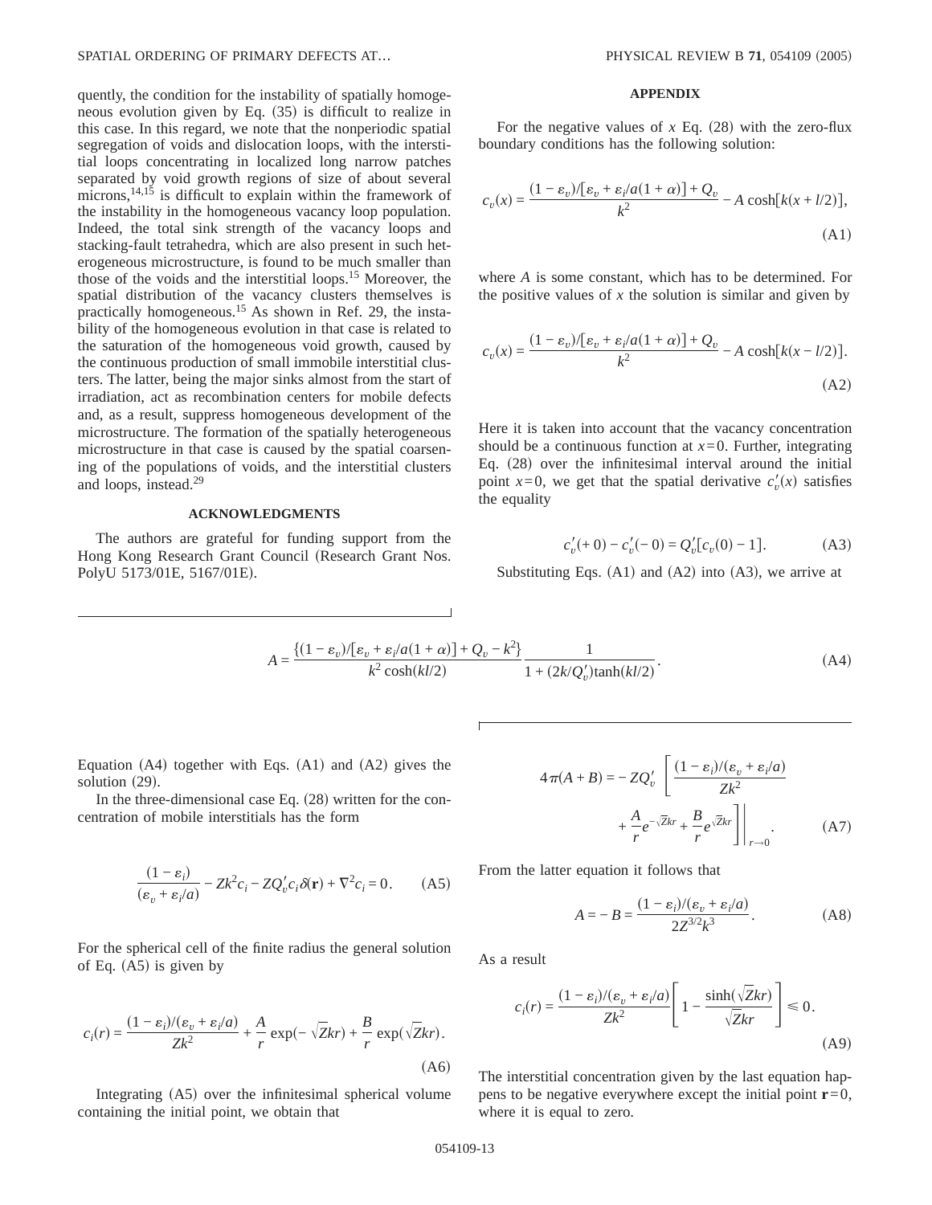quently, the condition for the instability of spatially homogeneous evolution given by Eq. (35) is difficult to realize in this case. In this regard, we note that the nonperiodic spatial segregation of voids and dislocation loops, with the interstitial loops concentrating in localized long narrow patches separated by void growth regions of size of about several microns,[14,15] is difficult to explain within the framework of the instability in the homogeneous vacancy loop population. Indeed, the total sink strength of the vacancy loops and stacking-fault tetrahedra, which are also present in such heterogeneous microstructure, is found to be much smaller than those of the voids and the interstitial loops.[15] Moreover, the spatial distribution of the vacancy clusters themselves is practically homogeneous.[15] As shown in Ref. 29, the instability of the homogeneous evolution in that case is related to the saturation of the homogeneous void growth, caused by the continuous production of small immobile interstitial clusters. The latter, being the major sinks almost from the start of irradiation, act as recombination centers for mobile defects and, as a result, suppress homogeneous development of the microstructure. The formation of the spatially heterogeneous microstructure in that case is caused by the spatial coarsening of the populations of voids, and the interstitial clusters and loops, instead.[29]

## ACKNOWLEDGMENTS

The authors are grateful for funding support from the Hong Kong Research Grant Council (Research Grant Nos. PolyU 5173/01E, 5167/01E).

## APPENDIX

For the negative values of $x$ Eq. (28) with the zero-flux boundary conditions has the following solution:

$$c_v(x) = \frac{(1-\varepsilon_v)/[\varepsilon_v + \varepsilon_i/a(1+\alpha)] + Q_v}{k^2} - A\cosh[k(x+l/2)], \tag{A1}$$

where $A$ is some constant, which has to be determined. For the positive values of $x$ the solution is similar and given by

$$c_v(x) = \frac{(1-\varepsilon_v)/[\varepsilon_v + \varepsilon_i/a(1+\alpha)] + Q_v}{k^2} - A\cosh[k(x-l/2)]. \tag{A2}$$

Here it is taken into account that the vacancy concentration should be a continuous function at $x=0$. Further, integrating Eq. (28) over the infinitesimal interval around the initial point $x=0$, we get that the spatial derivative $c_v'(x)$ satisfies the equality

$$c_v'(+0) - c_v'(-0) = Q_v'[c_v(0)-1]. \tag{A3}$$

Substituting Eqs. (A1) and (A2) into (A3), we arrive at

$$A = \frac{\{(1-\varepsilon_v)/[\varepsilon_v + \varepsilon_i/a(1+\alpha)] + Q_v - k^2\}}{k^2\cosh(kl/2)} \frac{1}{1+(2k/Q_v')\tanh(kl/2)}. \tag{A4}$$

Equation (A4) together with Eqs. (A1) and (A2) gives the solution (29).

In the three-dimensional case Eq. (28) written for the concentration of mobile interstitials has the form

$$\frac{(1-\varepsilon_i)}{(\varepsilon_v + \varepsilon_i/a)} - Zk^2 c_i - ZQ_v' c_i \delta(\mathbf{r}) + \nabla^2 c_i = 0. \tag{A5}$$

For the spherical cell of the finite radius the general solution of Eq. (A5) is given by

$$c_i(r) = \frac{(1-\varepsilon_i)/(\varepsilon_v + \varepsilon_i/a)}{Zk^2} + \frac{A}{r}\exp(-\sqrt{Z}kr) + \frac{B}{r}\exp(\sqrt{Z}kr). \tag{A6}$$

Integrating (A5) over the infinitesimal spherical volume containing the initial point, we obtain that

$$4\pi(A+B) = -ZQ_v' \left[ \frac{(1-\varepsilon_i)/(\varepsilon_v + \varepsilon_i/a)}{Zk^2} + \frac{A}{r}e^{-\sqrt{Z}kr} + \frac{B}{r}e^{\sqrt{Z}kr} \right]\Bigg|_{r\to 0}. \tag{A7}$$

From the latter equation it follows that

$$A = -B = \frac{(1-\varepsilon_i)/(\varepsilon_v + \varepsilon_i/a)}{2Z^{3/2}k^3}. \tag{A8}$$

As a result

$$c_i(r) = \frac{(1-\varepsilon_i)/(\varepsilon_v + \varepsilon_i/a)}{Zk^2} \left[ 1 - \frac{\sinh(\sqrt{Z}kr)}{\sqrt{Z}kr} \right] \leqslant 0. \tag{A9}$$

The interstitial concentration given by the last equation happens to be negative everywhere except the initial point $\mathbf{r}=0$, where it is equal to zero.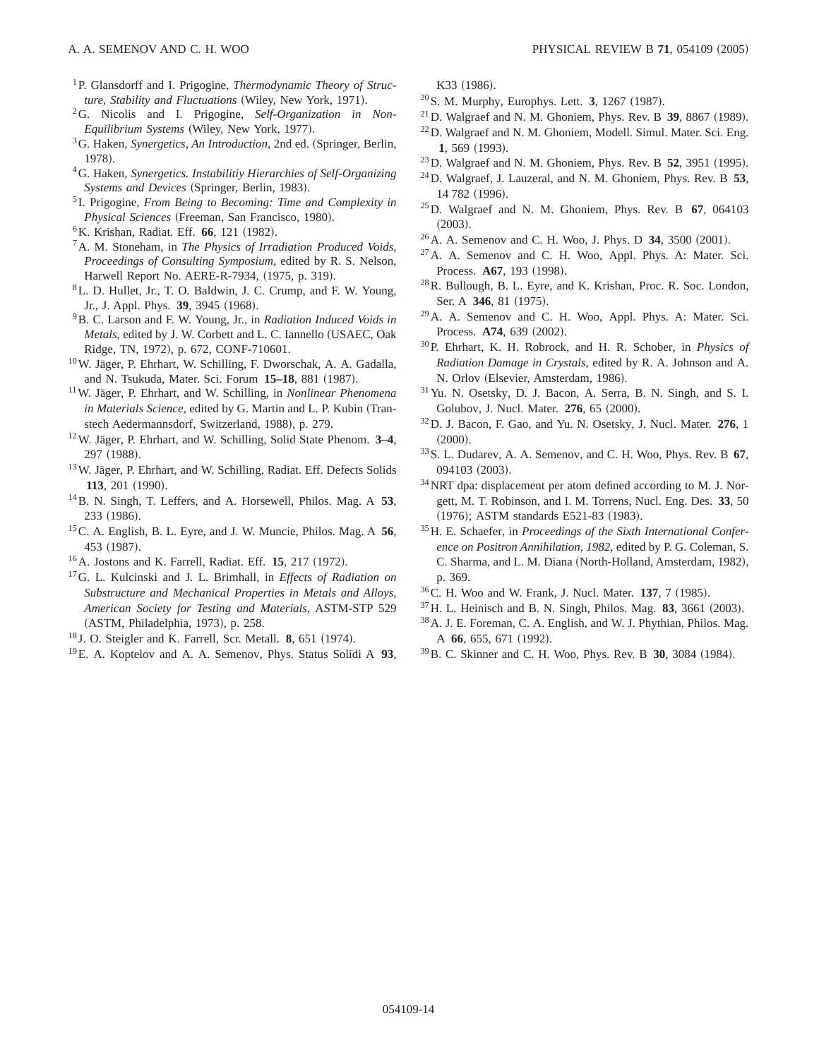[1] P. Glansdorff and I. Prigogine, *Thermodynamic Theory of Structure, Stability and Fluctuations* (Wiley, New York, 1971).

[2] G. Nicolis and I. Prigogine, *Self-Organization in Non-Equilibrium Systems* (Wiley, New York, 1977).

[3] G. Haken, *Synergetics, An Introduction*, 2nd ed. (Springer, Berlin, 1978).

[4] G. Haken, *Synergetics. Instabilitiy Hierarchies of Self-Organizing Systems and Devices* (Springer, Berlin, 1983).

[5] I. Prigogine, *From Being to Becoming: Time and Complexity in Physical Sciences* (Freeman, San Francisco, 1980).

[6] K. Krishan, Radiat. Eff. **66**, 121 (1982).

[7] A. M. Stoneham, in *The Physics of Irradiation Produced Voids, Proceedings of Consulting Symposium*, edited by R. S. Nelson, Harwell Report No. AERE-R-7934, (1975, p. 319).

[8] L. D. Hullet, Jr., T. O. Baldwin, J. C. Crump, and F. W. Young, Jr., J. Appl. Phys. **39**, 3945 (1968).

[9] B. C. Larson and F. W. Young, Jr., in *Radiation Induced Voids in Metals*, edited by J. W. Corbett and L. C. Iannello (USAEC, Oak Ridge, TN, 1972), p. 672, CONF-710601.

[10] W. Jäger, P. Ehrhart, W. Schilling, F. Dworschak, A. A. Gadalla, and N. Tsukuda, Mater. Sci. Forum **15–18**, 881 (1987).

[11] W. Jäger, P. Ehrhart, and W. Schilling, in *Nonlinear Phenomena in Materials Science*, edited by G. Martin and L. P. Kubin (Transtech Aedermannsdorf, Switzerland, 1988), p. 279.

[12] W. Jäger, P. Ehrhart, and W. Schilling, Solid State Phenom. **3–4**, 297 (1988).

[13] W. Jäger, P. Ehrhart, and W. Schilling, Radiat. Eff. Defects Solids **113**, 201 (1990).

[14] B. N. Singh, T. Leffers, and A. Horsewell, Philos. Mag. A **53**, 233 (1986).

[15] C. A. English, B. L. Eyre, and J. W. Muncie, Philos. Mag. A **56**, 453 (1987).

[16] A. Jostons and K. Farrell, Radiat. Eff. **15**, 217 (1972).

[17] G. L. Kulcinski and J. L. Brimhall, in *Effects of Radiation on Substructure and Mechanical Properties in Metals and Alloys, American Society for Testing and Materials*, ASTM-STP 529 (ASTM, Philadelphia, 1973), p. 258.

[18] J. O. Steigler and K. Farrell, Scr. Metall. **8**, 651 (1974).

[19] E. A. Koptelov and A. A. Semenov, Phys. Status Solidi A **93**, K33 (1986).

[20] S. M. Murphy, Europhys. Lett. **3**, 1267 (1987).

[21] D. Walgraef and N. M. Ghoniem, Phys. Rev. B **39**, 8867 (1989).

[22] D. Walgraef and N. M. Ghoniem, Modell. Simul. Mater. Sci. Eng. **1**, 569 (1993).

[23] D. Walgraef and N. M. Ghoniem, Phys. Rev. B **52**, 3951 (1995).

[24] D. Walgraef, J. Lauzeral, and N. M. Ghoniem, Phys. Rev. B **53**, 14 782 (1996).

[25] D. Walgraef and N. M. Ghoniem, Phys. Rev. B **67**, 064103 (2003).

[26] A. A. Semenov and C. H. Woo, J. Phys. D **34**, 3500 (2001).

[27] A. A. Semenov and C. H. Woo, Appl. Phys. A: Mater. Sci. Process. **A67**, 193 (1998).

[28] R. Bullough, B. L. Eyre, and K. Krishan, Proc. R. Soc. London, Ser. A **346**, 81 (1975).

[29] A. A. Semenov and C. H. Woo, Appl. Phys. A: Mater. Sci. Process. **A74**, 639 (2002).

[30] P. Ehrhart, K. H. Robrock, and H. R. Schober, in *Physics of Radiation Damage in Crystals*, edited by R. A. Johnson and A. N. Orlov (Elsevier, Amsterdam, 1986).

[31] Yu. N. Osetsky, D. J. Bacon, A. Serra, B. N. Singh, and S. I. Golubov, J. Nucl. Mater. **276**, 65 (2000).

[32] D. J. Bacon, F. Gao, and Yu. N. Osetsky, J. Nucl. Mater. **276**, 1 (2000).

[33] S. L. Dudarev, A. A. Semenov, and C. H. Woo, Phys. Rev. B **67**, 094103 (2003).

[34] NRT dpa: displacement per atom defined according to M. J. Norgett, M. T. Robinson, and I. M. Torrens, Nucl. Eng. Des. **33**, 50 (1976); ASTM standards E521-83 (1983).

[35] H. E. Schaefer, in *Proceedings of the Sixth International Conference on Positron Annihilation, 1982*, edited by P. G. Coleman, S. C. Sharma, and L. M. Diana (North-Holland, Amsterdam, 1982), p. 369.

[36] C. H. Woo and W. Frank, J. Nucl. Mater. **137**, 7 (1985).

[37] H. L. Heinisch and B. N. Singh, Philos. Mag. **83**, 3661 (2003).

[38] A. J. E. Foreman, C. A. English, and W. J. Phythian, Philos. Mag. A **66**, 655, 671 (1992).

[39] B. C. Skinner and C. H. Woo, Phys. Rev. B **30**, 3084 (1984).